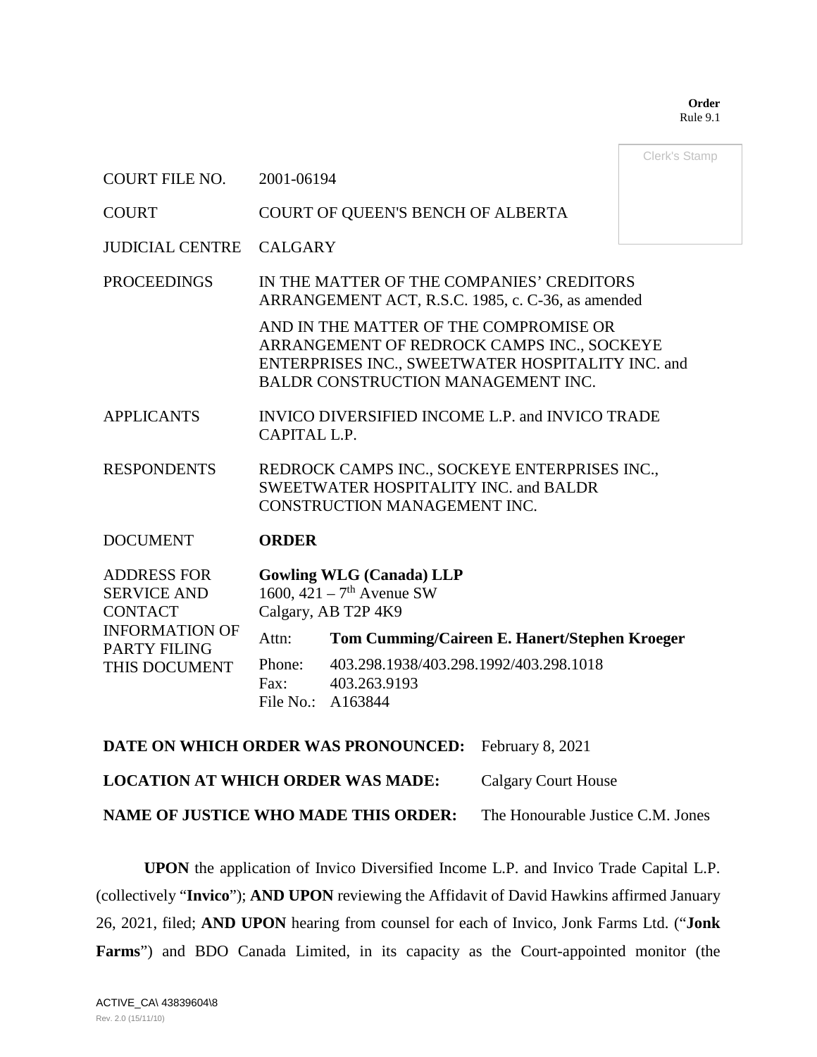**Order**
Rule 9.1

Clerk's Stamp

| | |
|---|---|
| COURT FILE NO. | 2001-06194 |
| COURT | COURT OF QUEEN'S BENCH OF ALBERTA |
| JUDICIAL CENTRE | CALGARY |
| PROCEEDINGS | IN THE MATTER OF THE COMPANIES' CREDITORS ARRANGEMENT ACT, R.S.C. 1985, c. C-36, as amended<br><br>AND IN THE MATTER OF THE COMPROMISE OR ARRANGEMENT OF REDROCK CAMPS INC., SOCKEYE ENTERPRISES INC., SWEETWATER HOSPITALITY INC. and BALDR CONSTRUCTION MANAGEMENT INC. |
| APPLICANTS | INVICO DIVERSIFIED INCOME L.P. and INVICO TRADE CAPITAL L.P. |
| RESPONDENTS | REDROCK CAMPS INC., SOCKEYE ENTERPRISES INC., SWEETWATER HOSPITALITY INC. and BALDR CONSTRUCTION MANAGEMENT INC. |
| DOCUMENT | **ORDER** |
| ADDRESS FOR SERVICE AND CONTACT INFORMATION OF PARTY FILING THIS DOCUMENT | **Gowling WLG (Canada) LLP**<br>1600, 421 – 7th Avenue SW<br>Calgary, AB T2P 4K9<br>Attn: **Tom Cumming/Caireen E. Hanert/Stephen Kroeger**<br>Phone: 403.298.1938/403.298.1992/403.298.1018<br>Fax: 403.263.9193<br>File No.: A163844 |

**DATE ON WHICH ORDER WAS PRONOUNCED:** February 8, 2021

**LOCATION AT WHICH ORDER WAS MADE:** Calgary Court House

**NAME OF JUSTICE WHO MADE THIS ORDER:** The Honourable Justice C.M. Jones

**UPON** the application of Invico Diversified Income L.P. and Invico Trade Capital L.P. (collectively "**Invico**"); **AND UPON** reviewing the Affidavit of David Hawkins affirmed January 26, 2021, filed; **AND UPON** hearing from counsel for each of Invico, Jonk Farms Ltd. ("**Jonk Farms**") and BDO Canada Limited, in its capacity as the Court-appointed monitor (the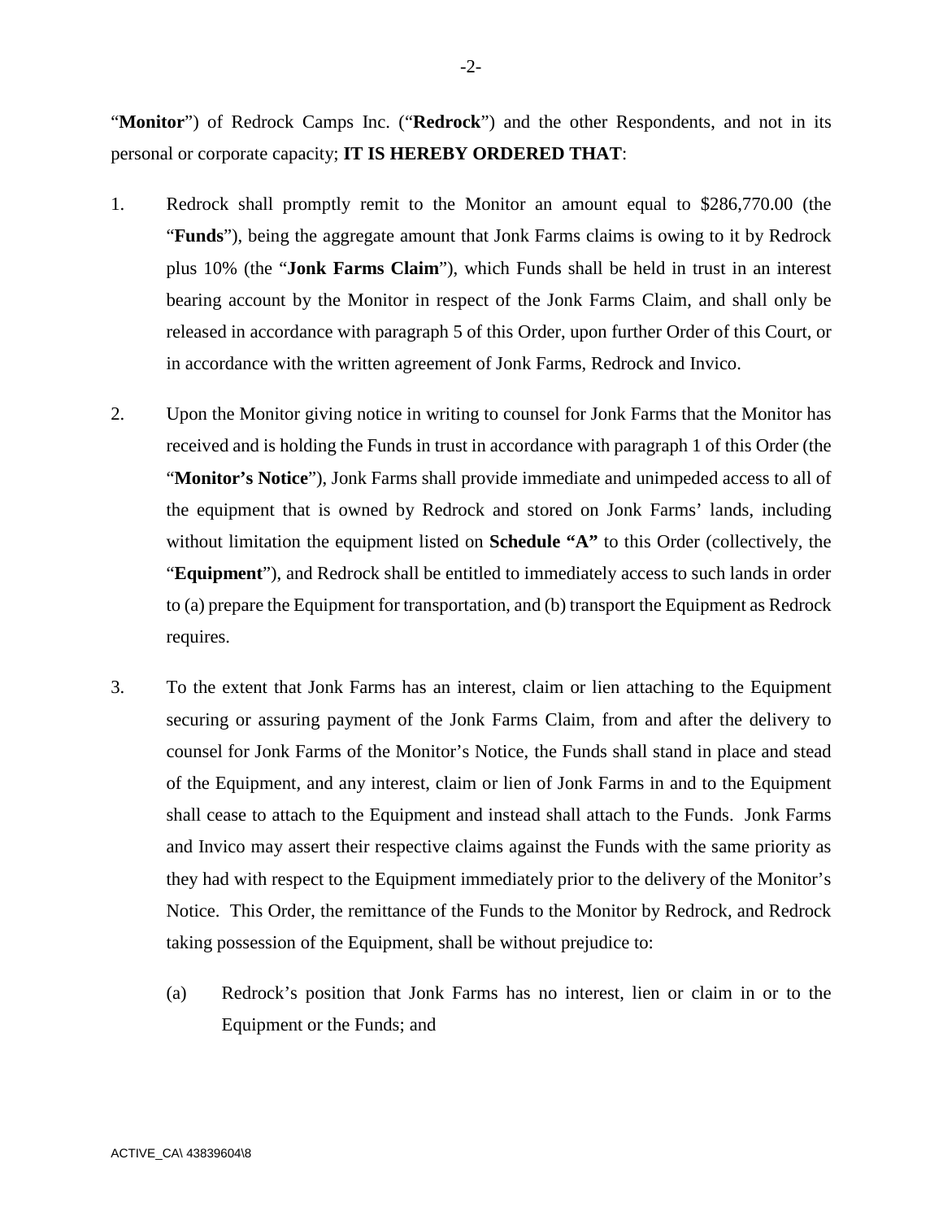"**Monitor**") of Redrock Camps Inc. ("**Redrock**") and the other Respondents, and not in its personal or corporate capacity; **IT IS HEREBY ORDERED THAT**:

1. Redrock shall promptly remit to the Monitor an amount equal to $286,770.00 (the "**Funds**"), being the aggregate amount that Jonk Farms claims is owing to it by Redrock plus 10% (the "**Jonk Farms Claim**"), which Funds shall be held in trust in an interest bearing account by the Monitor in respect of the Jonk Farms Claim, and shall only be released in accordance with paragraph 5 of this Order, upon further Order of this Court, or in accordance with the written agreement of Jonk Farms, Redrock and Invico.

2. Upon the Monitor giving notice in writing to counsel for Jonk Farms that the Monitor has received and is holding the Funds in trust in accordance with paragraph 1 of this Order (the "**Monitor's Notice**"), Jonk Farms shall provide immediate and unimpeded access to all of the equipment that is owned by Redrock and stored on Jonk Farms' lands, including without limitation the equipment listed on **Schedule "A"** to this Order (collectively, the "**Equipment**"), and Redrock shall be entitled to immediately access to such lands in order to (a) prepare the Equipment for transportation, and (b) transport the Equipment as Redrock requires.

3. To the extent that Jonk Farms has an interest, claim or lien attaching to the Equipment securing or assuring payment of the Jonk Farms Claim, from and after the delivery to counsel for Jonk Farms of the Monitor's Notice, the Funds shall stand in place and stead of the Equipment, and any interest, claim or lien of Jonk Farms in and to the Equipment shall cease to attach to the Equipment and instead shall attach to the Funds. Jonk Farms and Invico may assert their respective claims against the Funds with the same priority as they had with respect to the Equipment immediately prior to the delivery of the Monitor's Notice. This Order, the remittance of the Funds to the Monitor by Redrock, and Redrock taking possession of the Equipment, shall be without prejudice to:

   (a) Redrock's position that Jonk Farms has no interest, lien or claim in or to the Equipment or the Funds; and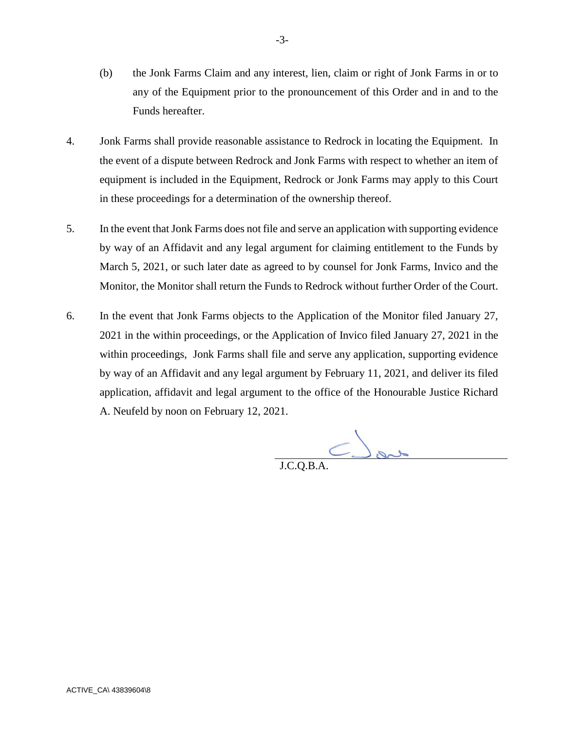(b) the Jonk Farms Claim and any interest, lien, claim or right of Jonk Farms in or to any of the Equipment prior to the pronouncement of this Order and in and to the Funds hereafter.

4. Jonk Farms shall provide reasonable assistance to Redrock in locating the Equipment. In the event of a dispute between Redrock and Jonk Farms with respect to whether an item of equipment is included in the Equipment, Redrock or Jonk Farms may apply to this Court in these proceedings for a determination of the ownership thereof.

5. In the event that Jonk Farms does not file and serve an application with supporting evidence by way of an Affidavit and any legal argument for claiming entitlement to the Funds by March 5, 2021, or such later date as agreed to by counsel for Jonk Farms, Invico and the Monitor, the Monitor shall return the Funds to Redrock without further Order of the Court.

6. In the event that Jonk Farms objects to the Application of the Monitor filed January 27, 2021 in the within proceedings, or the Application of Invico filed January 27, 2021 in the within proceedings, Jonk Farms shall file and serve any application, supporting evidence by way of an Affidavit and any legal argument by February 11, 2021, and deliver its filed application, affidavit and legal argument to the office of the Honourable Justice Richard A. Neufeld by noon on February 12, 2021.

J.C.Q.B.A.

ACTIVE_CA\ 43839604\8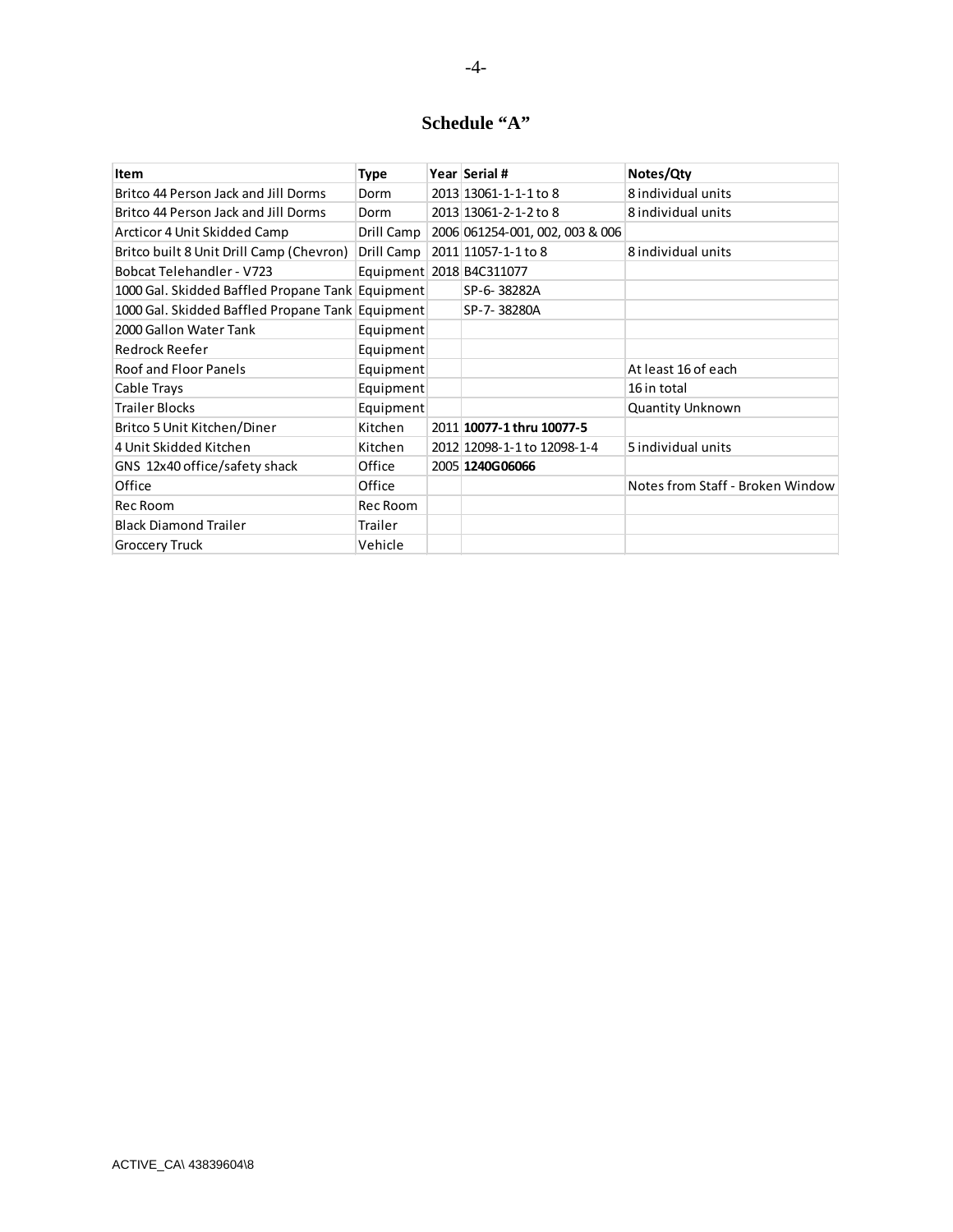## Schedule “A”

| Item | Type | Year | Serial # | Notes/Qty |
|---|---|---|---|---|
| Britco 44 Person Jack and Jill Dorms | Dorm | 2013 | 13061-1-1-1 to 8 | 8 individual units |
| Britco 44 Person Jack and Jill Dorms | Dorm | 2013 | 13061-2-1-2 to 8 | 8 individual units |
| Arcticor 4 Unit Skidded Camp | Drill Camp | 2006 | 061254-001, 002, 003 & 006 | |
| Britco built 8 Unit Drill Camp (Chevron) | Drill Camp | 2011 | 11057-1-1 to 8 | 8 individual units |
| Bobcat Telehandler - V723 | Equipment | 2018 | B4C311077 | |
| 1000 Gal. Skidded Baffled Propane Tank | Equipment | | SP-6- 38282A | |
| 1000 Gal. Skidded Baffled Propane Tank | Equipment | | SP-7- 38280A | |
| 2000 Gallon Water Tank | Equipment | | | |
| Redrock Reefer | Equipment | | | |
| Roof and Floor Panels | Equipment | | | At least 16 of each |
| Cable Trays | Equipment | | | 16 in total |
| Trailer Blocks | Equipment | | | Quantity Unknown |
| Britco 5 Unit Kitchen/Diner | Kitchen | 2011 | **10077-1 thru 10077-5** | |
| 4 Unit Skidded Kitchen | Kitchen | 2012 | 12098-1-1 to 12098-1-4 | 5 individual units |
| GNS 12x40 office/safety shack | Office | 2005 | **1240G06066** | |
| Office | Office | | | Notes from Staff - Broken Window |
| Rec Room | Rec Room | | | |
| Black Diamond Trailer | Trailer | | | |
| Groccery Truck | Vehicle | | | |

ACTIVE_CA\ 43839604\8